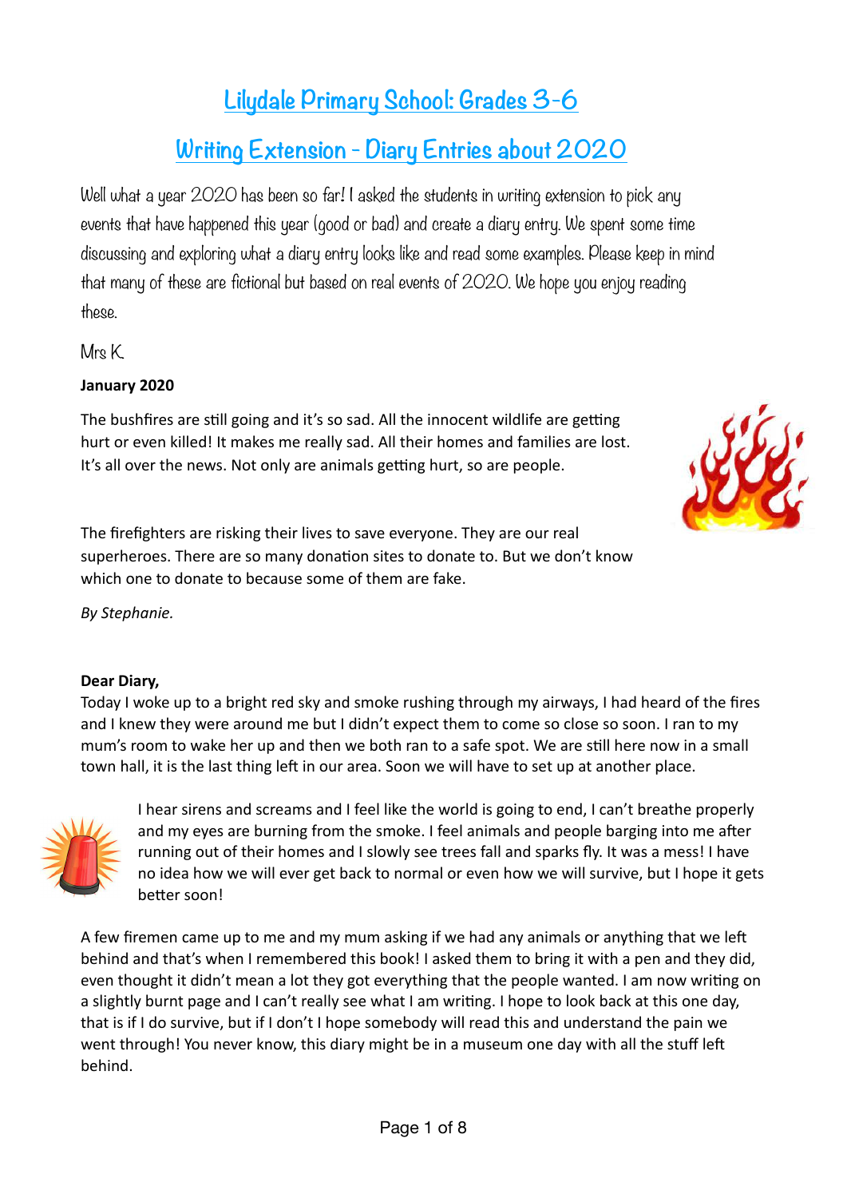# Lilydale Primary School: Grades 3-6

## Writing Extension - Diary Entries about 2020

Well what a year 2020 has been so far! I asked the students in writing extension to pick any events that have happened this year (good or bad) and create a diary entry. We spent some time discussing and exploring what a diary entry looks like and read some examples. Please keep in mind that many of these are fictional but based on real events of 2020. We hope you enjoy reading these.

Mrs K.

**January 2020**

The bushfires are still going and it's so sad. All the innocent wildlife are getting hurt or even killed! It makes me really sad. All their homes and families are lost. It's all over the news. Not only are animals getting hurt, so are people.

The firefighters are risking their lives to save everyone. They are our real superheroes. There are so many donation sites to donate to. But we don't know which one to donate to because some of them are fake.

*By Stephanie.*

**Dear Diary,**

Today I woke up to a bright red sky and smoke rushing through my airways, I had heard of the fires and I knew they were around me but I didn't expect them to come so close so soon. I ran to my mum's room to wake her up and then we both ran to a safe spot. We are still here now in a small town hall, it is the last thing left in our area. Soon we will have to set up at another place.

I hear sirens and screams and I feel like the world is going to end, I can't breathe properly and my eyes are burning from the smoke. I feel animals and people barging into me after running out of their homes and I slowly see trees fall and sparks fly. It was a mess! I have no idea how we will ever get back to normal or even how we will survive, but I hope it gets better soon!

A few firemen came up to me and my mum asking if we had any animals or anything that we left behind and that's when I remembered this book! I asked them to bring it with a pen and they did, even thought it didn't mean a lot they got everything that the people wanted. I am now writing on a slightly burnt page and I can't really see what I am writing. I hope to look back at this one day, that is if I do survive, but if I don't I hope somebody will read this and understand the pain we went through! You never know, this diary might be in a museum one day with all the stuff left behind.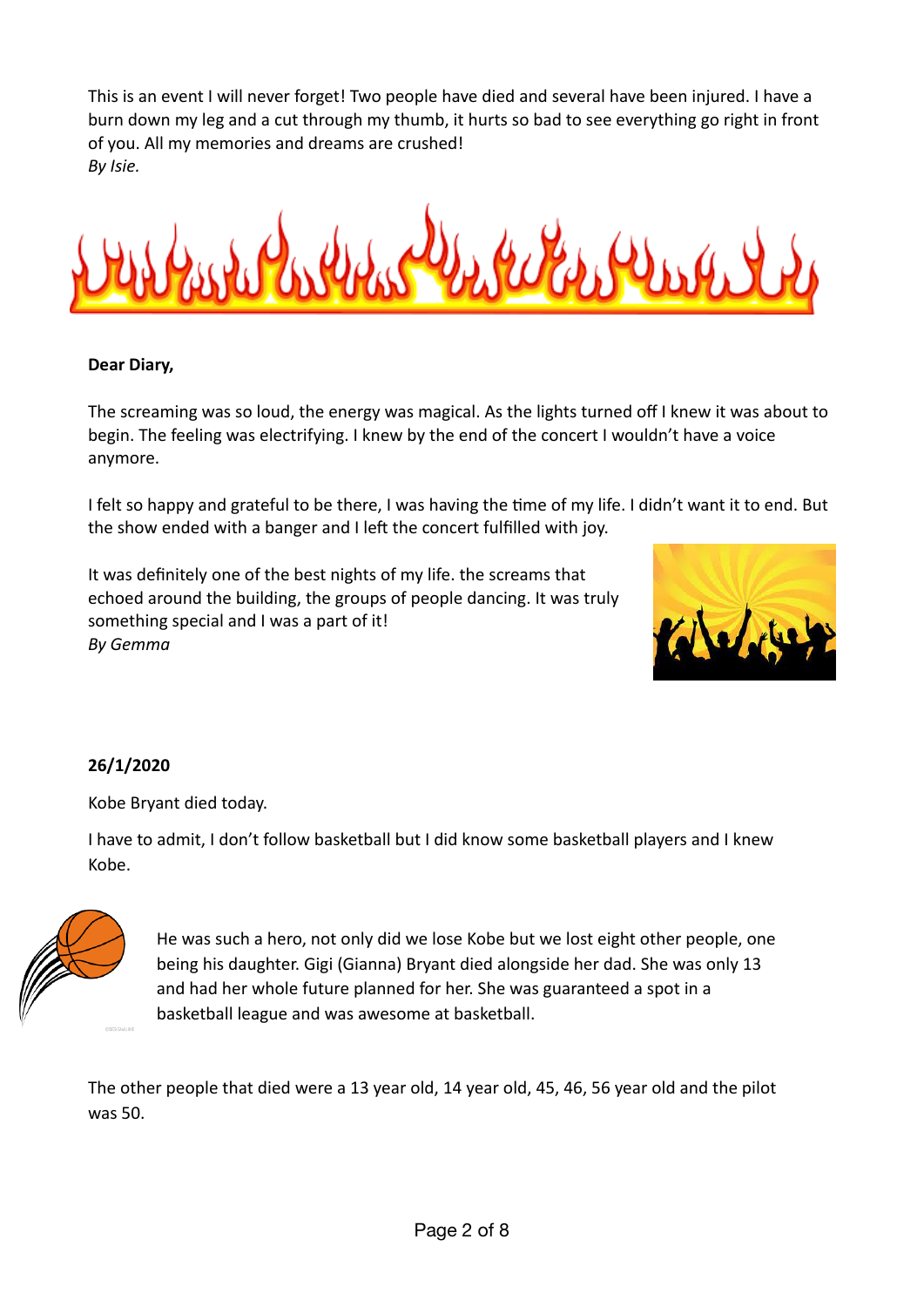This is an event I will never forget! Two people have died and several have been injured. I have a burn down my leg and a cut through my thumb, it hurts so bad to see everything go right in front of you. All my memories and dreams are crushed!
*By Isie.*

**Dear Diary,**

The screaming was so loud, the energy was magical. As the lights turned off I knew it was about to begin. The feeling was electrifying. I knew by the end of the concert I wouldn't have a voice anymore.

I felt so happy and grateful to be there, I was having the time of my life. I didn't want it to end. But the show ended with a banger and I left the concert fulfilled with joy.

It was definitely one of the best nights of my life. the screams that echoed around the building, the groups of people dancing. It was truly something special and I was a part of it!
*By Gemma*

**26/1/2020**

Kobe Bryant died today.

I have to admit, I don't follow basketball but I did know some basketball players and I knew Kobe.

He was such a hero, not only did we lose Kobe but we lost eight other people, one being his daughter. Gigi (Gianna) Bryant died alongside her dad. She was only 13 and had her whole future planned for her. She was guaranteed a spot in a basketball league and was awesome at basketball.

The other people that died were a 13 year old, 14 year old, 45, 46, 56 year old and the pilot was 50.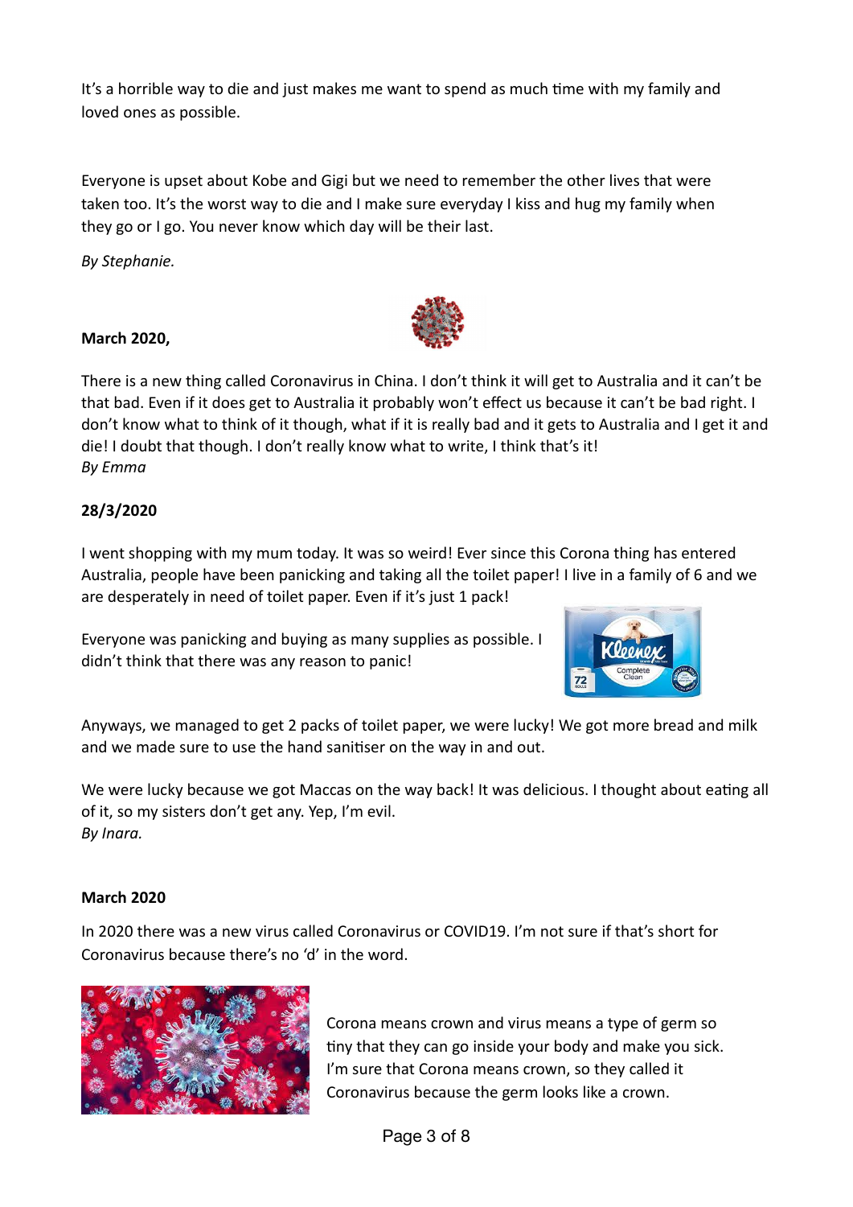It's a horrible way to die and just makes me want to spend as much time with my family and loved ones as possible.

Everyone is upset about Kobe and Gigi but we need to remember the other lives that were taken too. It's the worst way to die and I make sure everyday I kiss and hug my family when they go or I go. You never know which day will be their last.

*By Stephanie.*

**March 2020,**

There is a new thing called Coronavirus in China. I don't think it will get to Australia and it can't be that bad. Even if it does get to Australia it probably won't effect us because it can't be bad right. I don't know what to think of it though, what if it is really bad and it gets to Australia and I get it and die! I doubt that though. I don't really know what to write, I think that's it!
*By Emma*

**28/3/2020**

I went shopping with my mum today. It was so weird! Ever since this Corona thing has entered Australia, people have been panicking and taking all the toilet paper! I live in a family of 6 and we are desperately in need of toilet paper. Even if it's just 1 pack!

Everyone was panicking and buying as many supplies as possible. I didn't think that there was any reason to panic!

Anyways, we managed to get 2 packs of toilet paper, we were lucky! We got more bread and milk and we made sure to use the hand sanitiser on the way in and out.

We were lucky because we got Maccas on the way back! It was delicious. I thought about eating all of it, so my sisters don't get any. Yep, I'm evil.
*By Inara.*

**March 2020**

In 2020 there was a new virus called Coronavirus or COVID19. I'm not sure if that's short for Coronavirus because there's no 'd' in the word.

Corona means crown and virus means a type of germ so tiny that they can go inside your body and make you sick. I'm sure that Corona means crown, so they called it Coronavirus because the germ looks like a crown.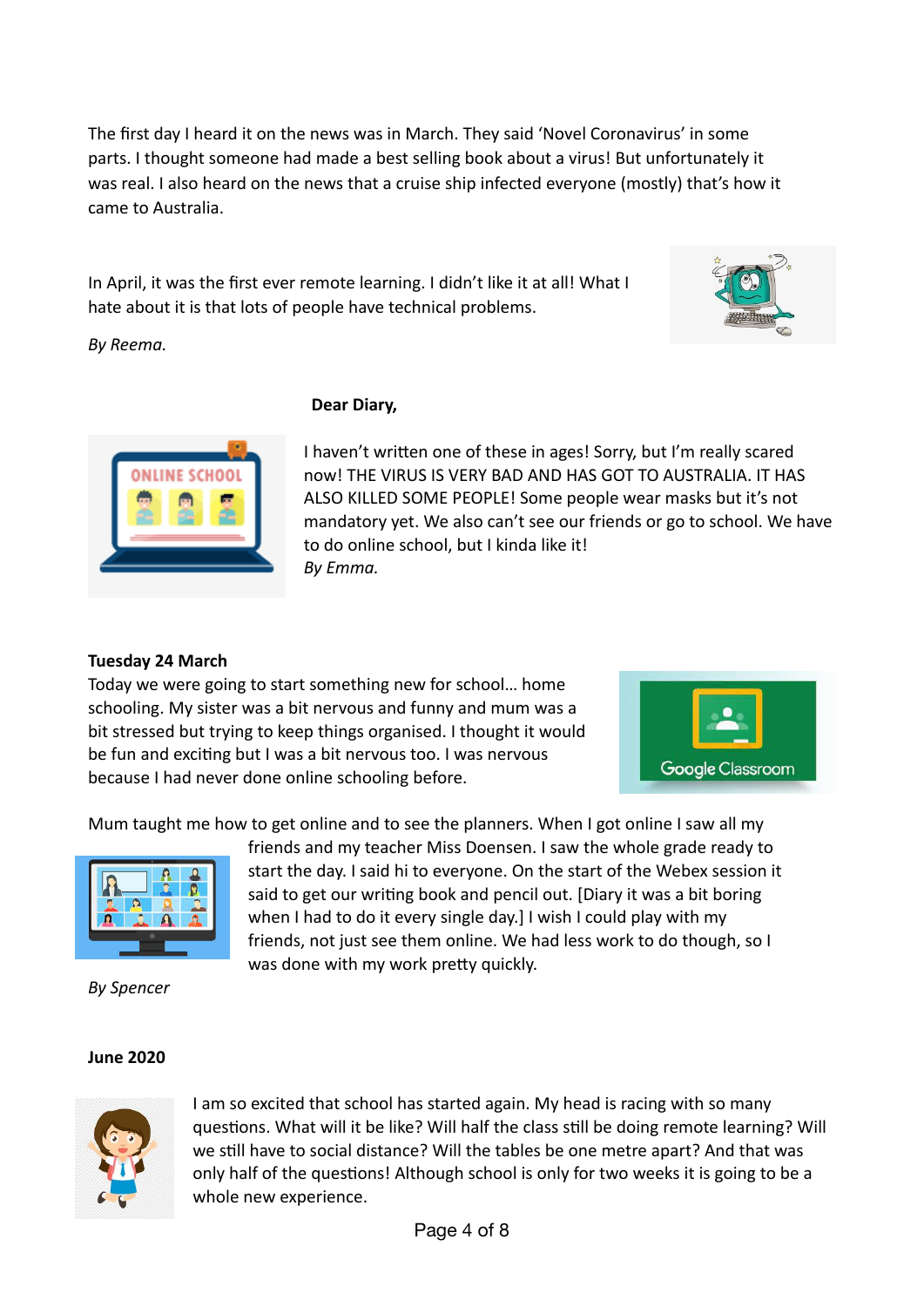The first day I heard it on the news was in March. They said 'Novel Coronavirus' in some parts. I thought someone had made a best selling book about a virus! But unfortunately it was real. I also heard on the news that a cruise ship infected everyone (mostly) that's how it came to Australia.

In April, it was the first ever remote learning. I didn't like it at all! What I hate about it is that lots of people have technical problems.

*By Reema.*

**Dear Diary,**

I haven't written one of these in ages! Sorry, but I'm really scared now! THE VIRUS IS VERY BAD AND HAS GOT TO AUSTRALIA. IT HAS ALSO KILLED SOME PEOPLE! Some people wear masks but it's not mandatory yet. We also can't see our friends or go to school. We have to do online school, but I kinda like it!
*By Emma.*

**Tuesday 24 March**
Today we were going to start something new for school… home schooling. My sister was a bit nervous and funny and mum was a bit stressed but trying to keep things organised. I thought it would be fun and exciting but I was a bit nervous too. I was nervous because I had never done online schooling before.

Mum taught me how to get online and to see the planners. When I got online I saw all my friends and my teacher Miss Doensen. I saw the whole grade ready to start the day. I said hi to everyone. On the start of the Webex session it said to get our writing book and pencil out. [Diary it was a bit boring when I had to do it every single day.] I wish I could play with my friends, not just see them online. We had less work to do though, so I was done with my work pretty quickly.

*By Spencer*

**June 2020**

I am so excited that school has started again. My head is racing with so many questions. What will it be like? Will half the class still be doing remote learning? Will we still have to social distance? Will the tables be one metre apart? And that was only half of the questions! Although school is only for two weeks it is going to be a whole new experience.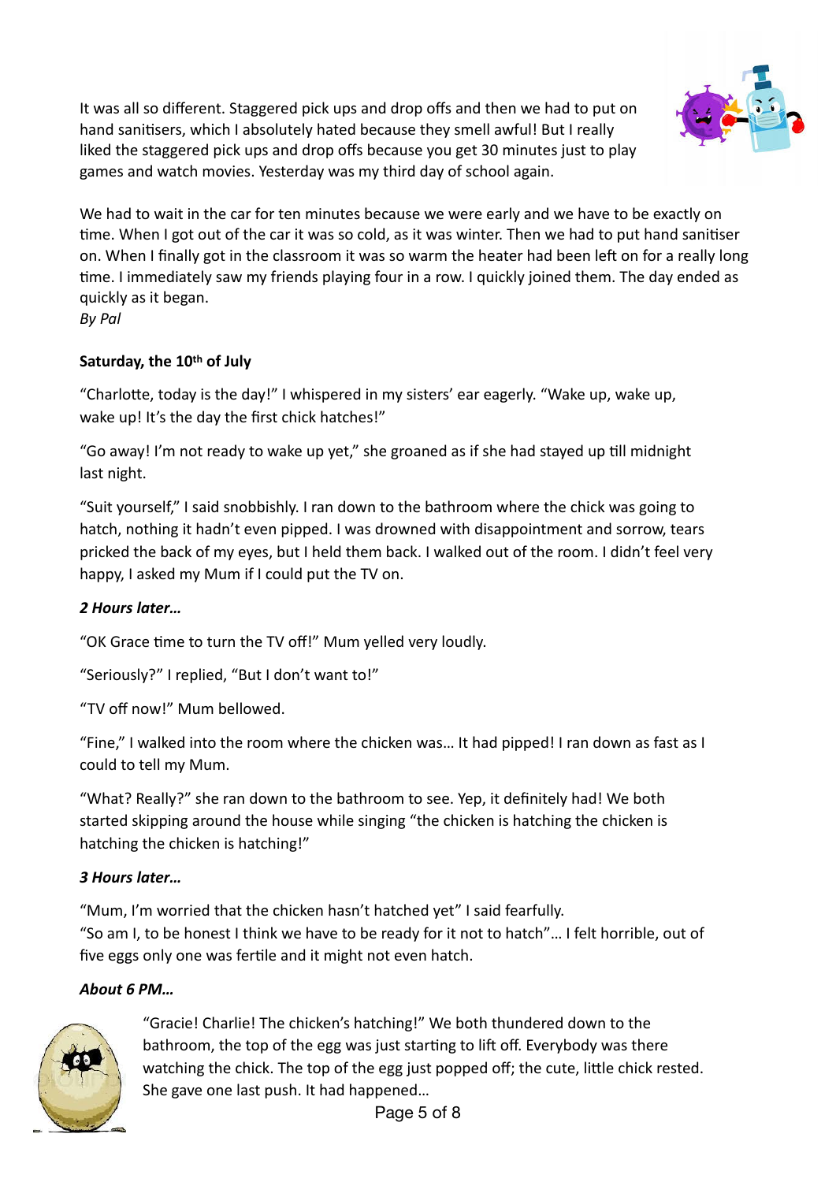It was all so different. Staggered pick ups and drop offs and then we had to put on hand sanitisers, which I absolutely hated because they smell awful! But I really liked the staggered pick ups and drop offs because you get 30 minutes just to play games and watch movies. Yesterday was my third day of school again.

We had to wait in the car for ten minutes because we were early and we have to be exactly on time. When I got out of the car it was so cold, as it was winter. Then we had to put hand sanitiser on. When I finally got in the classroom it was so warm the heater had been left on for a really long time. I immediately saw my friends playing four in a row. I quickly joined them. The day ended as quickly as it began.
*By Pal*

**Saturday, the 10th of July**

"Charlotte, today is the day!" I whispered in my sisters' ear eagerly. "Wake up, wake up, wake up! It's the day the first chick hatches!"

"Go away! I'm not ready to wake up yet," she groaned as if she had stayed up till midnight last night.

"Suit yourself," I said snobbishly. I ran down to the bathroom where the chick was going to hatch, nothing it hadn't even pipped. I was drowned with disappointment and sorrow, tears pricked the back of my eyes, but I held them back. I walked out of the room. I didn't feel very happy, I asked my Mum if I could put the TV on.

***2 Hours later…***

"OK Grace time to turn the TV off!" Mum yelled very loudly.

"Seriously?" I replied, "But I don't want to!"

"TV off now!" Mum bellowed.

"Fine," I walked into the room where the chicken was… It had pipped! I ran down as fast as I could to tell my Mum.

"What? Really?" she ran down to the bathroom to see. Yep, it definitely had! We both started skipping around the house while singing "the chicken is hatching the chicken is hatching the chicken is hatching!"

***3 Hours later…***

"Mum, I'm worried that the chicken hasn't hatched yet" I said fearfully.
"So am I, to be honest I think we have to be ready for it not to hatch"… I felt horrible, out of five eggs only one was fertile and it might not even hatch.

***About 6 PM…***

"Gracie! Charlie! The chicken's hatching!" We both thundered down to the bathroom, the top of the egg was just starting to lift off. Everybody was there watching the chick. The top of the egg just popped off; the cute, little chick rested. She gave one last push. It had happened…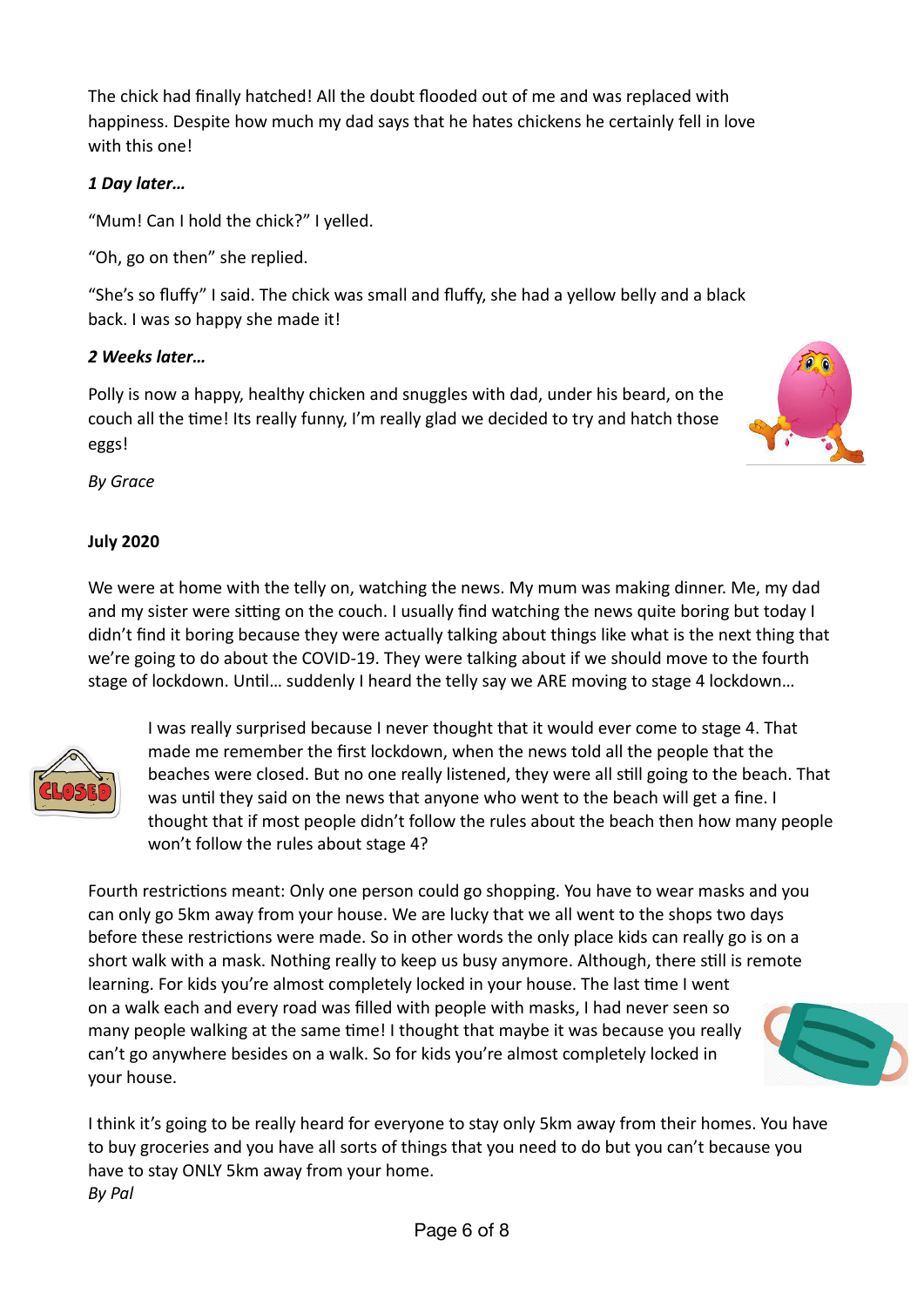The chick had finally hatched! All the doubt flooded out of me and was replaced with happiness. Despite how much my dad says that he hates chickens he certainly fell in love with this one!

*1 Day later…*

"Mum! Can I hold the chick?" I yelled.

"Oh, go on then" she replied.

"She's so fluffy" I said. The chick was small and fluffy, she had a yellow belly and a black back. I was so happy she made it!

*2 Weeks later…*

Polly is now a happy, healthy chicken and snuggles with dad, under his beard, on the couch all the time! Its really funny, I'm really glad we decided to try and hatch those eggs!

*By Grace*

**July 2020**

We were at home with the telly on, watching the news. My mum was making dinner. Me, my dad and my sister were sitting on the couch. I usually find watching the news quite boring but today I didn't find it boring because they were actually talking about things like what is the next thing that we're going to do about the COVID-19. They were talking about if we should move to the fourth stage of lockdown. Until… suddenly I heard the telly say we ARE moving to stage 4 lockdown…

I was really surprised because I never thought that it would ever come to stage 4. That made me remember the first lockdown, when the news told all the people that the beaches were closed. But no one really listened, they were all still going to the beach. That was until they said on the news that anyone who went to the beach will get a fine. I thought that if most people didn't follow the rules about the beach then how many people won't follow the rules about stage 4?

Fourth restrictions meant: Only one person could go shopping. You have to wear masks and you can only go 5km away from your house. We are lucky that we all went to the shops two days before these restrictions were made. So in other words the only place kids can really go is on a short walk with a mask. Nothing really to keep us busy anymore. Although, there still is remote learning. For kids you're almost completely locked in your house. The last time I went on a walk each and every road was filled with people with masks, I had never seen so many people walking at the same time! I thought that maybe it was because you really can't go anywhere besides on a walk. So for kids you're almost completely locked in your house.

I think it's going to be really heard for everyone to stay only 5km away from their homes. You have to buy groceries and you have all sorts of things that you need to do but can't because you have to stay ONLY 5km away from your home.
*By Pal*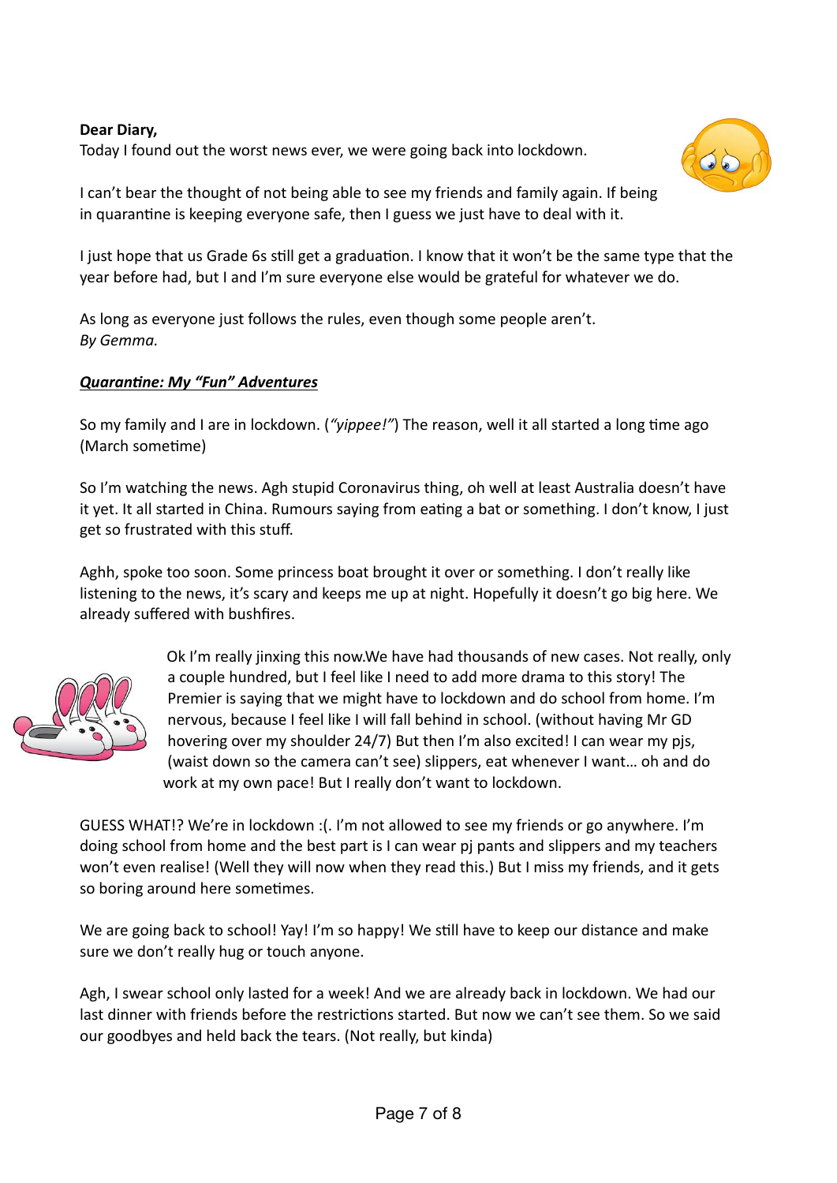**Dear Diary,**

Today I found out the worst news ever, we were going back into lockdown.

I can't bear the thought of not being able to see my friends and family again. If being in quarantine is keeping everyone safe, then I guess we just have to deal with it.

I just hope that us Grade 6s still get a graduation. I know that it won't be the same type that the year before had, but I and I'm sure everyone else would be grateful for whatever we do.

As long as everyone just follows the rules, even though some people aren't.

*By Gemma.*

***<u>Quarantine: My "Fun" Adventures</u>***

So my family and I are in lockdown. (*"yippee!"*) The reason, well it all started a long time ago (March sometime)

So I'm watching the news. Agh stupid Coronavirus thing, oh well at least Australia doesn't have it yet. It all started in China. Rumours saying from eating a bat or something. I don't know, I just get so frustrated with this stuff.

Aghh, spoke too soon. Some princess boat brought it over or something. I don't really like listening to the news, it's scary and keeps me up at night. Hopefully it doesn't go big here. We already suffered with bushfires.

Ok I'm really jinxing this now.We have had thousands of new cases. Not really, only a couple hundred, but I feel like I need to add more drama to this story! The Premier is saying that we might have to lockdown and do school from home. I'm nervous, because I feel like I will fall behind in school. (without having Mr GD hovering over my shoulder 24/7) But then I'm also excited! I can wear my pjs, (waist down so the camera can't see) slippers, eat whenever I want… oh and do work at my own pace! But I really don't want to lockdown.

GUESS WHAT!? We're in lockdown :(. I'm not allowed to see my friends or go anywhere. I'm doing school from home and the best part is I can wear pj pants and slippers and my teachers won't even realise! (Well they will now when they read this.) But I miss my friends, and it gets so boring around here sometimes.

We are going back to school! Yay! I'm so happy! We still have to keep our distance and make sure we don't really hug or touch anyone.

Agh, I swear school only lasted for a week! And we are already back in lockdown. We had our last dinner with friends before the restrictions started. But now we can't see them. So we said our goodbyes and held back the tears. (Not really, but kinda)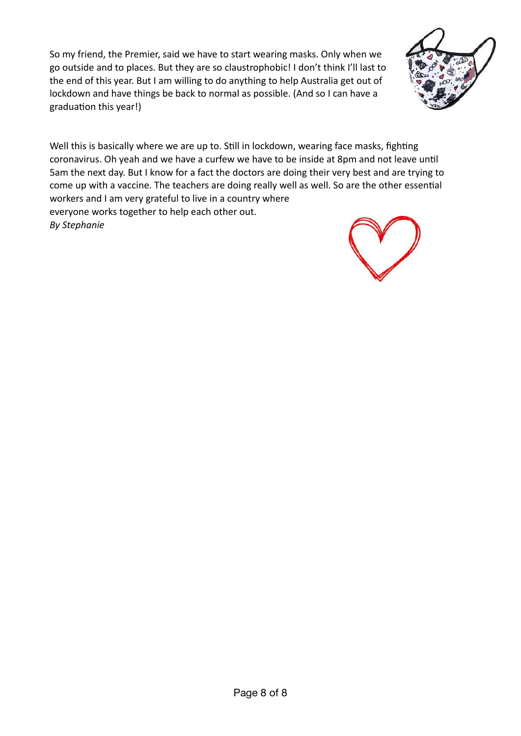So my friend, the Premier, said we have to start wearing masks. Only when we go outside and to places. But they are so claustrophobic! I don't think I'll last to the end of this year. But I am willing to do anything to help Australia get out of lockdown and have things be back to normal as possible. (And so I can have a graduation this year!)

Well this is basically where we are up to. Still in lockdown, wearing face masks, fighting coronavirus. Oh yeah and we have a curfew we have to be inside at 8pm and not leave until 5am the next day. But I know for a fact the doctors are doing their very best and are trying to come up with a vaccine. The teachers are doing really well as well. So are the other essential workers and I am very grateful to live in a country where everyone works together to help each other out.

*By Stephanie*